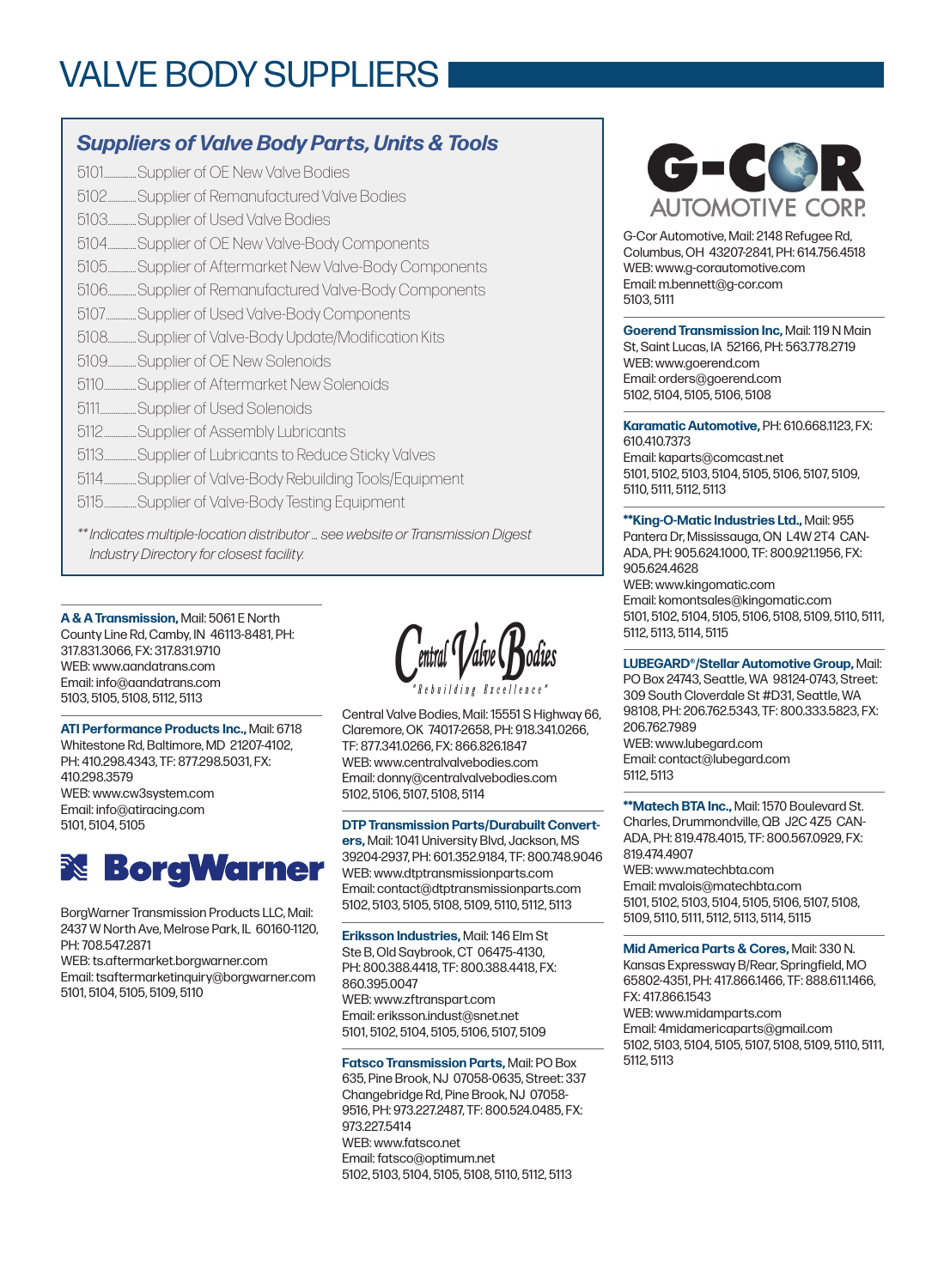# VALVE BODY SUPPLIERS

## Suppliers of Valve Body Parts, Units & Tools

- 5101.............Supplier of OE New Valve Bodies
- 5102.............Supplier of Remanufactured Valve Bodies
- 5103.............Supplier of Used Valve Bodies
- 5104.............Supplier of OE New Valve-Body Components
- 5105.............Supplier of Aftermarket New Valve-Body Components
- 5106.............Supplier of Remanufactured Valve-Body Components
- 5107.............Supplier of Used Valve-Body Components
- 5108.............Supplier of Valve-Body Update/Modification Kits
- 5109.............Supplier of OE New Solenoids
- 5110.............Supplier of Aftermarket New Solenoids
- 5111.............Supplier of Used Solenoids
- 5112.............Supplier of Assembly Lubricants
- 5113.............Supplier of Lubricants to Reduce Sticky Valves
- 5114.............Supplier of Valve-Body Rebuilding Tools/Equipment
- 5115.............Supplier of Valve-Body Testing Equipment

*** Indicates multiple-location distributor … see website or Transmission Digest Industry Directory for closest facility.*

**A & A Transmission,** Mail: 5061 E North County Line Rd, Camby, IN 46113-8481, PH: 317.831.3066, FX: 317.831.9710
WEB: www.aandatrans.com
Email: info@aandatrans.com
5103, 5105, 5108, 5112, 5113

**ATI Performance Products Inc.,** Mail: 6718 Whitestone Rd, Baltimore, MD 21207-4102, PH: 410.298.4343, TF: 877.298.5031, FX: 410.298.3579
WEB: www.cw3system.com
Email: info@atiracing.com
5101, 5104, 5105

**BorgWarner**

BorgWarner Transmission Products LLC, Mail: 2437 W North Ave, Melrose Park, IL 60160-1120, PH: 708.547.2871
WEB: ts.aftermarket.borgwarner.com
Email: tsaftermarketinquiry@borgwarner.com
5101, 5104, 5105, 5109, 5110

**Central Valve Bodies** "Rebuilding Excellence"

Central Valve Bodies, Mail: 15551 S Highway 66, Claremore, OK 74017-2658, PH: 918.341.0266, TF: 877.341.0266, FX: 866.826.1847
WEB: www.centralvalvebodies.com
Email: donny@centralvalvebodies.com
5102, 5106, 5107, 5108, 5114

**DTP Transmission Parts/Durabuilt Converters,** Mail: 1041 University Blvd, Jackson, MS 39204-2937, PH: 601.352.9184, TF: 800.748.9046
WEB: www.dtptransmissionparts.com
Email: contact@dtptransmissionparts.com
5102, 5103, 5105, 5108, 5109, 5110, 5112, 5113

**Eriksson Industries,** Mail: 146 Elm St Ste B, Old Saybrook, CT 06475-4130, PH: 800.388.4418, TF: 800.388.4418, FX: 860.395.0047
WEB: www.zftransport.com
Email: eriksson.indust@snet.net
5101, 5102, 5104, 5105, 5106, 5107, 5109

**Fatsco Transmission Parts,** Mail: PO Box 635, Pine Brook, NJ 07058-0635, Street: 337 Changebridge Rd, Pine Brook, NJ 07058-9516, PH: 973.227.2487, TF: 800.524.0485, FX: 973.227.5414
WEB: www.fatsco.net
Email: fatsco@optimum.net
5102, 5103, 5104, 5105, 5108, 5110, 5112, 5113

**G-COR AUTOMOTIVE CORP.**

G-Cor Automotive, Mail: 2148 Refugee Rd, Columbus, OH 43207-2841, PH: 614.756.4518
WEB: www.g-corautomotive.com
Email: m.bennett@g-cor.com
5103, 5111

**Goerend Transmission Inc,** Mail: 119 N Main St, Saint Lucas, IA 52166, PH: 563.778.2719
WEB: www.goerend.com
Email: orders@goerend.com
5102, 5104, 5105, 5106, 5108

**Karamatic Automotive,** PH: 610.668.1123, FX: 610.410.7373
Email: kaparts@comcast.net
5101, 5102, 5103, 5104, 5105, 5106, 5107, 5109, 5110, 5111, 5112, 5113

****King-O-Matic Industries Ltd.,** Mail: 955 Pantera Dr, Mississauga, ON L4W 2T4 CANADA, PH: 905.624.1000, TF: 800.921.1956, FX: 905.624.4628
WEB: www.kingomatic.com
Email: komontsales@kingomatic.com
5101, 5102, 5104, 5105, 5106, 5108, 5109, 5110, 5111, 5112, 5113, 5114, 5115

**LUBEGARD®/Stellar Automotive Group,** Mail: PO Box 24743, Seattle, WA 98124-0743, Street: 309 South Cloverdale St #D31, Seattle, WA 98108, PH: 206.762.5343, TF: 800.333.5823, FX: 206.762.7989
WEB: www.lubegard.com
Email: contact@lubegard.com
5112, 5113

****Matech BTA Inc.,** Mail: 1570 Boulevard St. Charles, Drummondville, QB J2C 4Z5 CANADA, PH: 819.478.4015, TF: 800.567.0929, FX: 819.474.4907
WEB: www.matechbta.com
Email: mvalois@matechbta.com
5101, 5102, 5103, 5104, 5105, 5106, 5107, 5108, 5109, 5110, 5111, 5112, 5113, 5114, 5115

**Mid America Parts & Cores,** Mail: 330 N. Kansas Expressway B/Rear, Springfield, MO 65802-4351, PH: 417.866.1466, TF: 888.611.1466, FX: 417.866.1543
WEB: www.midamparts.com
Email: 4midamericaparts@gmail.com
5102, 5103, 5104, 5105, 5107, 5108, 5109, 5110, 5111, 5112, 5113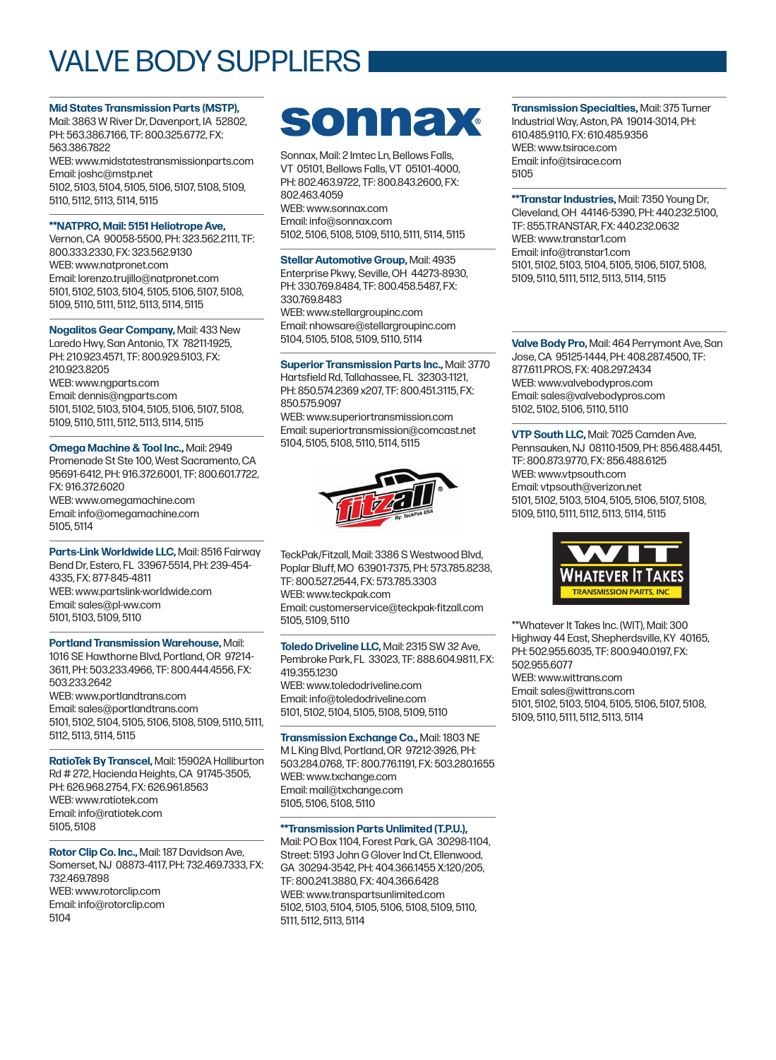# VALVE BODY SUPPLIERS

**Mid States Transmission Parts (MSTP),** Mail: 3863 W River Dr, Davenport, IA 52802, PH: 563.386.7166, TF: 800.325.6772, FX: 563.386.7822
WEB: www.midstatestransmissionparts.com
Email: joshc@mstp.net
5102, 5103, 5104, 5105, 5106, 5107, 5108, 5109, 5110, 5112, 5113, 5114, 5115

**\*\*NATPRO, Mail: 5151 Heliotrope Ave,** Vernon, CA 90058-5500, PH: 323.562.2111, TF: 800.333.2330, FX: 323.562.9130
WEB: www.natpronet.com
Email: lorenzo.trujillo@natpronet.com
5101, 5102, 5103, 5104, 5105, 5106, 5107, 5108, 5109, 5110, 5111, 5112, 5113, 5114, 5115

**Nogalitos Gear Company,** Mail: 433 New Laredo Hwy, San Antonio, TX 78211-1925, PH: 210.923.4571, TF: 800.929.5103, FX: 210.923.8205
WEB: www.ngparts.com
Email: dennis@ngparts.com
5101, 5102, 5103, 5104, 5105, 5106, 5107, 5108, 5109, 5110, 5111, 5112, 5113, 5114, 5115

**Omega Machine & Tool Inc.,** Mail: 2949 Promenade St Ste 100, West Sacramento, CA 95691-6412, PH: 916.372.6001, TF: 800.601.7722, FX: 916.372.6020
WEB: www.omegamachine.com
Email: info@omegamachine.com
5105, 5114

**Parts-Link Worldwide LLC,** Mail: 8516 Fairway Bend Dr, Estero, FL 33967-5514, PH: 239-454-4335, FX: 877-845-4811
WEB: www.partslink-worldwide.com
Email: sales@pl-ww.com
5101, 5103, 5109, 5110

**Portland Transmission Warehouse,** Mail: 1016 SE Hawthorne Blvd, Portland, OR 97214-3611, PH: 503.233.4966, TF: 800.444.4556, FX: 503.233.2642
WEB: www.portlandtrans.com
Email: sales@portlandtrans.com
5101, 5102, 5104, 5105, 5106, 5108, 5109, 5110, 5111, 5112, 5113, 5114, 5115

**RatioTek By Transcel,** Mail: 15902A Halliburton Rd # 272, Hacienda Heights, CA 91745-3505, PH: 626.968.2754, FX: 626.961.8563
WEB: www.ratiotek.com
Email: info@ratiotek.com
5105, 5108

**Rotor Clip Co. Inc.,** Mail: 187 Davidson Ave, Somerset, NJ 08873-4117, PH: 732.469.7333, FX: 732.469.7898
WEB: www.rotorclip.com
Email: info@rotorclip.com
5104

**sonnax**

Sonnax, Mail: 2 Imtec Ln, Bellows Falls, VT 05101, Bellows Falls, VT 05101-4000, PH: 802.463.9722, TF: 800.843.2600, FX: 802.463.4059
WEB: www.sonnax.com
Email: info@sonnax.com
5102, 5106, 5108, 5109, 5110, 5111, 5114, 5115

**Stellar Automotive Group,** Mail: 4935 Enterprise Pkwy, Seville, OH 44273-8930, PH: 330.769.8484, TF: 800.458.5487, FX: 330.769.8483
WEB: www.stellargroupinc.com
Email: nhowsare@stellargroupinc.com
5104, 5105, 5108, 5109, 5110, 5114

**Superior Transmission Parts Inc.,** Mail: 3770 Hartsfield Rd, Tallahassee, FL 32303-1121, PH: 850.574.2369 x207, TF: 800.451.3115, FX: 850.575.9097
WEB: www.superiortransmission.com
Email: superiortransmission@comcast.net
5104, 5105, 5108, 5110, 5114, 5115

fitzall By: TeckPak USA

TeckPak/Fitzall, Mail: 3386 S Westwood Blvd, Poplar Bluff, MO 63901-7375, PH: 573.785.8238, TF: 800.527.2544, FX: 573.785.3303
WEB: www.teckpak.com
Email: customerservice@teckpak-fitzall.com
5105, 5109, 5110

**Toledo Driveline LLC,** Mail: 2315 SW 32 Ave, Pembroke Park, FL 33023, TF: 888.604.9811, FX: 419.355.1230
WEB: www.toledodriveline.com
Email: info@toledodriveline.com
5101, 5102, 5104, 5105, 5108, 5109, 5110

**Transmission Exchange Co.,** Mail: 1803 NE M L King Blvd, Portland, OR 97212-3926, PH: 503.284.0768, TF: 800.776.1191, FX: 503.280.1655
WEB: www.txchange.com
Email: mail@txchange.com
5105, 5106, 5108, 5110

**\*\*Transmission Parts Unlimited (T.P.U.),** Mail: PO Box 1104, Forest Park, GA 30298-1104, Street: 5193 John G Glover Ind Ct, Ellenwood, GA 30294-3542, PH: 404.366.1455 X:120/205, TF: 800.241.3880, FX: 404.366.6428
WEB: www.transpartsunlimited.com
5102, 5103, 5104, 5105, 5106, 5108, 5109, 5110, 5111, 5112, 5113, 5114

**Transmission Specialties,** Mail: 375 Turner Industrial Way, Aston, PA 19014-3014, PH: 610.485.9110, FX: 610.485.9356
WEB: www.tsirace.com
Email: info@tsirace.com
5105

**\*\*Transtar Industries,** Mail: 7350 Young Dr, Cleveland, OH 44146-5390, PH: 440.232.5100, TF: 855.TRANSTAR, FX: 440.232.0632
WEB: www.transtar1.com
Email: info@transtar1.com
5101, 5102, 5103, 5104, 5105, 5106, 5107, 5108, 5109, 5110, 5111, 5112, 5113, 5114, 5115

**Valve Body Pro,** Mail: 464 Perrymont Ave, San Jose, CA 95125-1444, PH: 408.287.4500, TF: 877.611.PROS, FX: 408.297.2434
WEB: www.valvebodypros.com
Email: sales@valvebodypros.com
5102, 5102, 5106, 5110, 5110

**VTP South LLC,** Mail: 7025 Camden Ave, Pennsauken, NJ 08110-1509, PH: 856.488.4451, TF: 800.873.9770, FX: 856.488.6125
WEB: www.vtpsouth.com
Email: vtpsouth@verizon.net
5101, 5102, 5103, 5104, 5105, 5106, 5107, 5108, 5109, 5110, 5111, 5112, 5113, 5114, 5115

WIT WHATEVER IT TAKES TRANSMISSION PARTS, INC

\*\*Whatever It Takes Inc. (WIT), Mail: 300 Highway 44 East, Shepherdsville, KY 40165, PH: 502.955.6035, TF: 800.940.0197, FX: 502.955.6077
WEB: www.wittrans.com
Email: sales@wittrans.com
5101, 5102, 5103, 5104, 5105, 5106, 5107, 5108, 5109, 5110, 5111, 5112, 5113, 5114